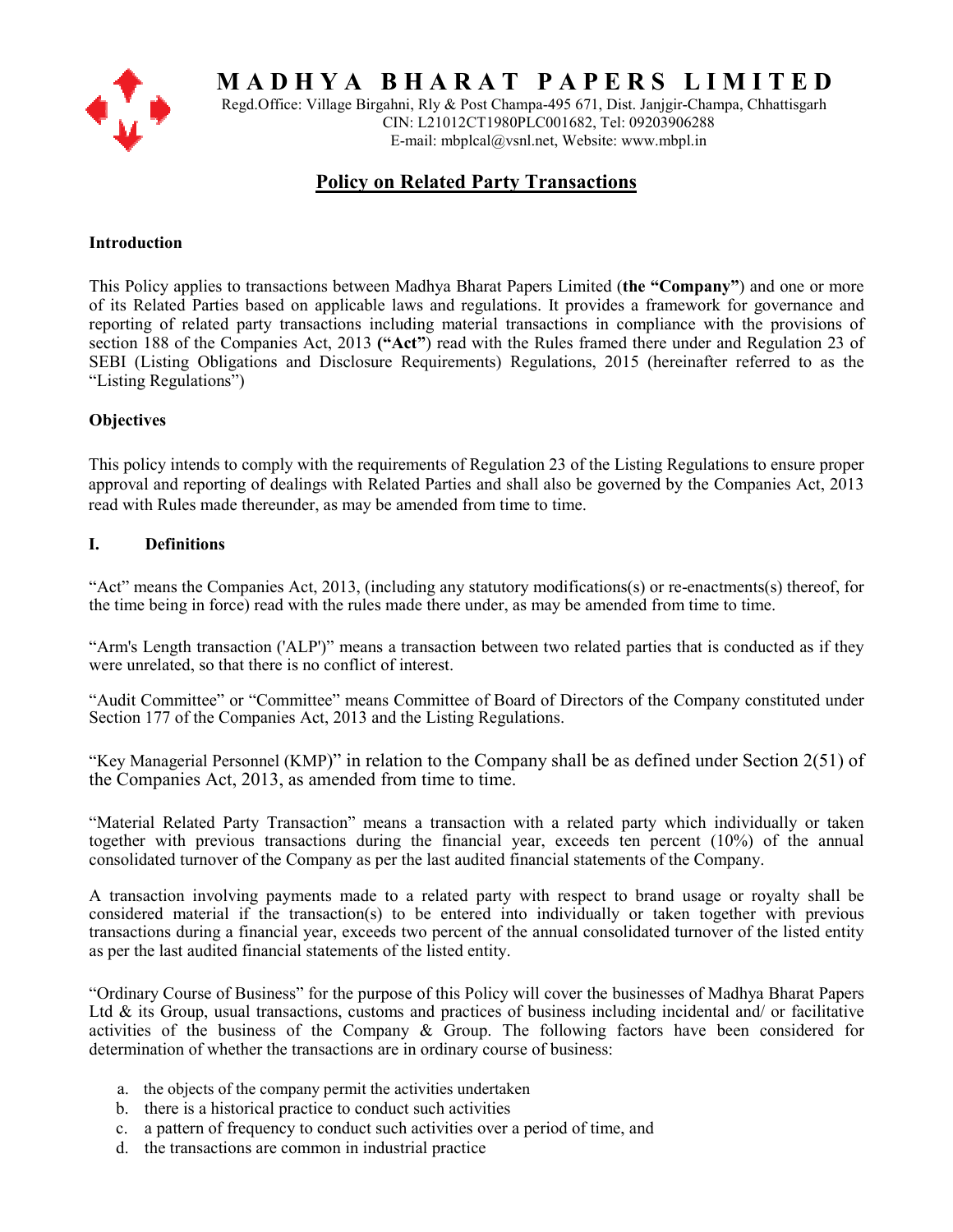# MADHYA BHARAT PAPERS LIMITED

Regd.Office: Village Birgahni, Rly & Post Champa-495 671, Dist. Janjgir-Champa, Chhattisgarh
CIN: L21012CT1980PLC001682, Tel: 09203906288
E-mail: mbplcal@vsnl.net, Website: www.mbpl.in

## Policy on Related Party Transactions

### Introduction

This Policy applies to transactions between Madhya Bharat Papers Limited (**the "Company"**) and one or more of its Related Parties based on applicable laws and regulations. It provides a framework for governance and reporting of related party transactions including material transactions in compliance with the provisions of section 188 of the Companies Act, 2013 **("Act"**) read with the Rules framed there under and Regulation 23 of SEBI (Listing Obligations and Disclosure Requirements) Regulations, 2015 (hereinafter referred to as the "Listing Regulations")

### Objectives

This policy intends to comply with the requirements of Regulation 23 of the Listing Regulations to ensure proper approval and reporting of dealings with Related Parties and shall also be governed by the Companies Act, 2013 read with Rules made thereunder, as may be amended from time to time.

### I. Definitions

"Act" means the Companies Act, 2013, (including any statutory modifications(s) or re-enactments(s) thereof, for the time being in force) read with the rules made there under, as may be amended from time to time.

"Arm's Length transaction ('ALP')" means a transaction between two related parties that is conducted as if they were unrelated, so that there is no conflict of interest.

"Audit Committee" or "Committee" means Committee of Board of Directors of the Company constituted under Section 177 of the Companies Act, 2013 and the Listing Regulations.

"Key Managerial Personnel (KMP)" in relation to the Company shall be as defined under Section 2(51) of the Companies Act, 2013, as amended from time to time.

"Material Related Party Transaction" means a transaction with a related party which individually or taken together with previous transactions during the financial year, exceeds ten percent (10%) of the annual consolidated turnover of the Company as per the last audited financial statements of the Company.

A transaction involving payments made to a related party with respect to brand usage or royalty shall be considered material if the transaction(s) to be entered into individually or taken together with previous transactions during a financial year, exceeds two percent of the annual consolidated turnover of the listed entity as per the last audited financial statements of the listed entity.

"Ordinary Course of Business" for the purpose of this Policy will cover the businesses of Madhya Bharat Papers Ltd & its Group, usual transactions, customs and practices of business including incidental and/ or facilitative activities of the business of the Company & Group. The following factors have been considered for determination of whether the transactions are in ordinary course of business:

a. the objects of the company permit the activities undertaken
b. there is a historical practice to conduct such activities
c. a pattern of frequency to conduct such activities over a period of time, and
d. the transactions are common in industrial practice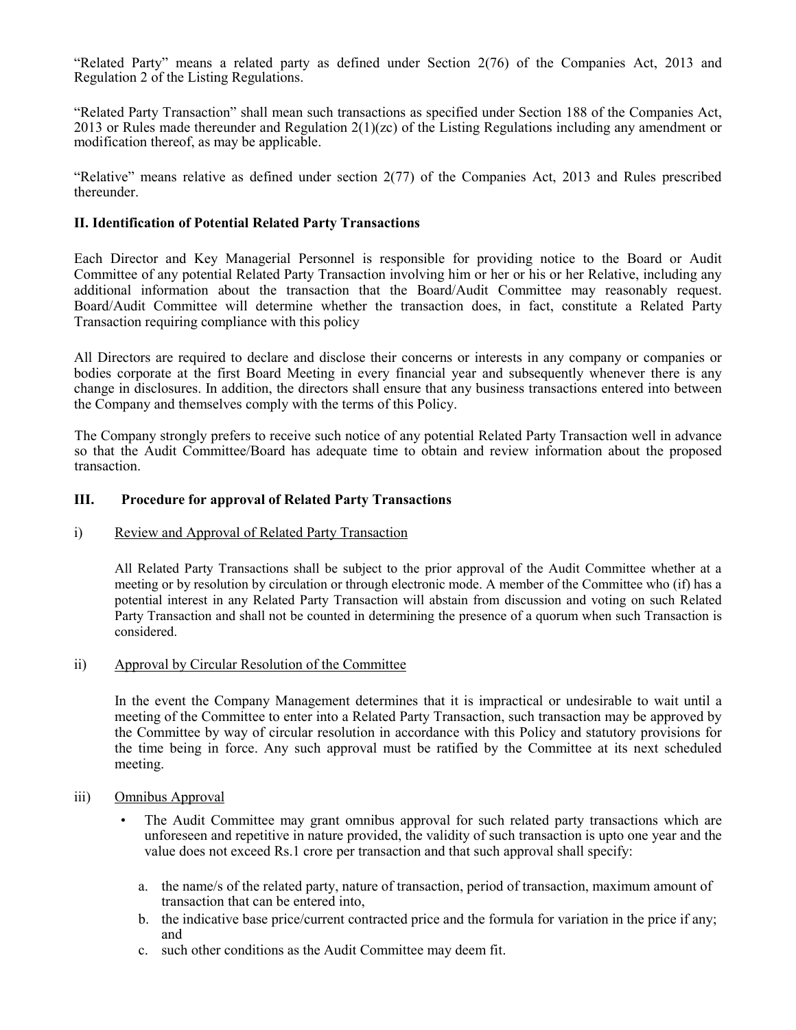"Related Party" means a related party as defined under Section 2(76) of the Companies Act, 2013 and Regulation 2 of the Listing Regulations.

"Related Party Transaction" shall mean such transactions as specified under Section 188 of the Companies Act, 2013 or Rules made thereunder and Regulation 2(1)(zc) of the Listing Regulations including any amendment or modification thereof, as may be applicable.

"Relative" means relative as defined under section 2(77) of the Companies Act, 2013 and Rules prescribed thereunder.

## II. Identification of Potential Related Party Transactions

Each Director and Key Managerial Personnel is responsible for providing notice to the Board or Audit Committee of any potential Related Party Transaction involving him or her or his or her Relative, including any additional information about the transaction that the Board/Audit Committee may reasonably request. Board/Audit Committee will determine whether the transaction does, in fact, constitute a Related Party Transaction requiring compliance with this policy

All Directors are required to declare and disclose their concerns or interests in any company or companies or bodies corporate at the first Board Meeting in every financial year and subsequently whenever there is any change in disclosures. In addition, the directors shall ensure that any business transactions entered into between the Company and themselves comply with the terms of this Policy.

The Company strongly prefers to receive such notice of any potential Related Party Transaction well in advance so that the Audit Committee/Board has adequate time to obtain and review information about the proposed transaction.

## III. Procedure for approval of Related Party Transactions

i) Review and Approval of Related Party Transaction

All Related Party Transactions shall be subject to the prior approval of the Audit Committee whether at a meeting or by resolution by circulation or through electronic mode. A member of the Committee who (if) has a potential interest in any Related Party Transaction will abstain from discussion and voting on such Related Party Transaction and shall not be counted in determining the presence of a quorum when such Transaction is considered.

ii) Approval by Circular Resolution of the Committee

In the event the Company Management determines that it is impractical or undesirable to wait until a meeting of the Committee to enter into a Related Party Transaction, such transaction may be approved by the Committee by way of circular resolution in accordance with this Policy and statutory provisions for the time being in force. Any such approval must be ratified by the Committee at its next scheduled meeting.

iii) Omnibus Approval

- The Audit Committee may grant omnibus approval for such related party transactions which are unforeseen and repetitive in nature provided, the validity of such transaction is upto one year and the value does not exceed Rs.1 crore per transaction and that such approval shall specify:

  a. the name/s of the related party, nature of transaction, period of transaction, maximum amount of transaction that can be entered into,
  b. the indicative base price/current contracted price and the formula for variation in the price if any; and
  c. such other conditions as the Audit Committee may deem fit.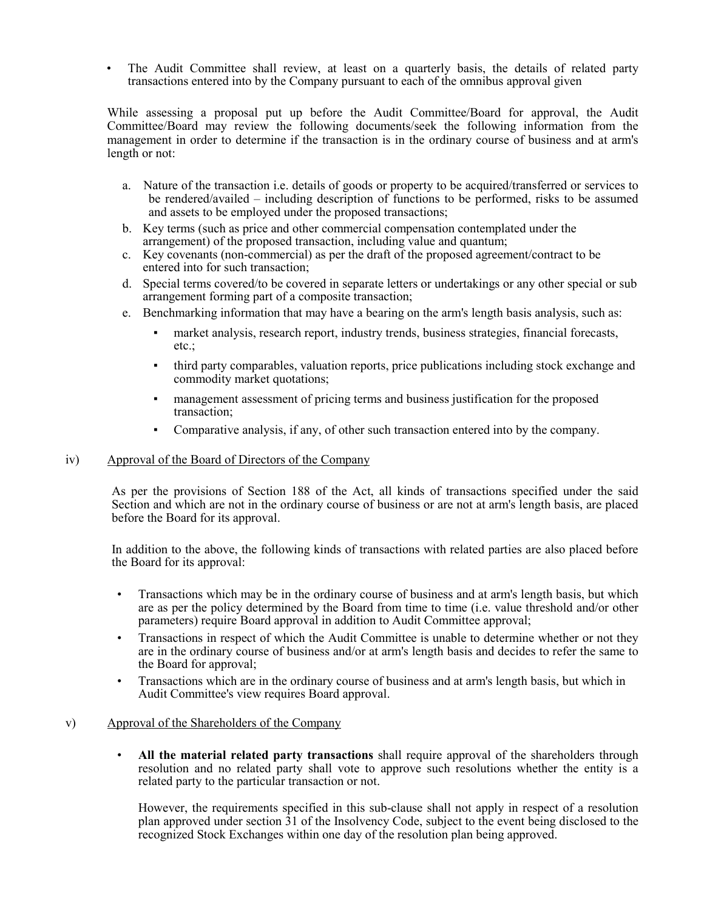- The Audit Committee shall review, at least on a quarterly basis, the details of related party transactions entered into by the Company pursuant to each of the omnibus approval given

While assessing a proposal put up before the Audit Committee/Board for approval, the Audit Committee/Board may review the following documents/seek the following information from the management in order to determine if the transaction is in the ordinary course of business and at arm's length or not:

a. Nature of the transaction i.e. details of goods or property to be acquired/transferred or services to be rendered/availed – including description of functions to be performed, risks to be assumed and assets to be employed under the proposed transactions;
b. Key terms (such as price and other commercial compensation contemplated under the arrangement) of the proposed transaction, including value and quantum;
c. Key covenants (non-commercial) as per the draft of the proposed agreement/contract to be entered into for such transaction;
d. Special terms covered/to be covered in separate letters or undertakings or any other special or sub arrangement forming part of a composite transaction;
e. Benchmarking information that may have a bearing on the arm's length basis analysis, such as:
    - market analysis, research report, industry trends, business strategies, financial forecasts, etc.;
    - third party comparables, valuation reports, price publications including stock exchange and commodity market quotations;
    - management assessment of pricing terms and business justification for the proposed transaction;
    - Comparative analysis, if any, of other such transaction entered into by the company.

iv) Approval of the Board of Directors of the Company

As per the provisions of Section 188 of the Act, all kinds of transactions specified under the said Section and which are not in the ordinary course of business or are not at arm's length basis, are placed before the Board for its approval.

In addition to the above, the following kinds of transactions with related parties are also placed before the Board for its approval:

- Transactions which may be in the ordinary course of business and at arm's length basis, but which are as per the policy determined by the Board from time to time (i.e. value threshold and/or other parameters) require Board approval in addition to Audit Committee approval;
- Transactions in respect of which the Audit Committee is unable to determine whether or not they are in the ordinary course of business and/or at arm's length basis and decides to refer the same to the Board for approval;
- Transactions which are in the ordinary course of business and at arm's length basis, but which in Audit Committee's view requires Board approval.

v) Approval of the Shareholders of the Company

- **All the material related party transactions** shall require approval of the shareholders through resolution and no related party shall vote to approve such resolutions whether the entity is a related party to the particular transaction or not.

  However, the requirements specified in this sub-clause shall not apply in respect of a resolution plan approved under section 31 of the Insolvency Code, subject to the event being disclosed to the recognized Stock Exchanges within one day of the resolution plan being approved.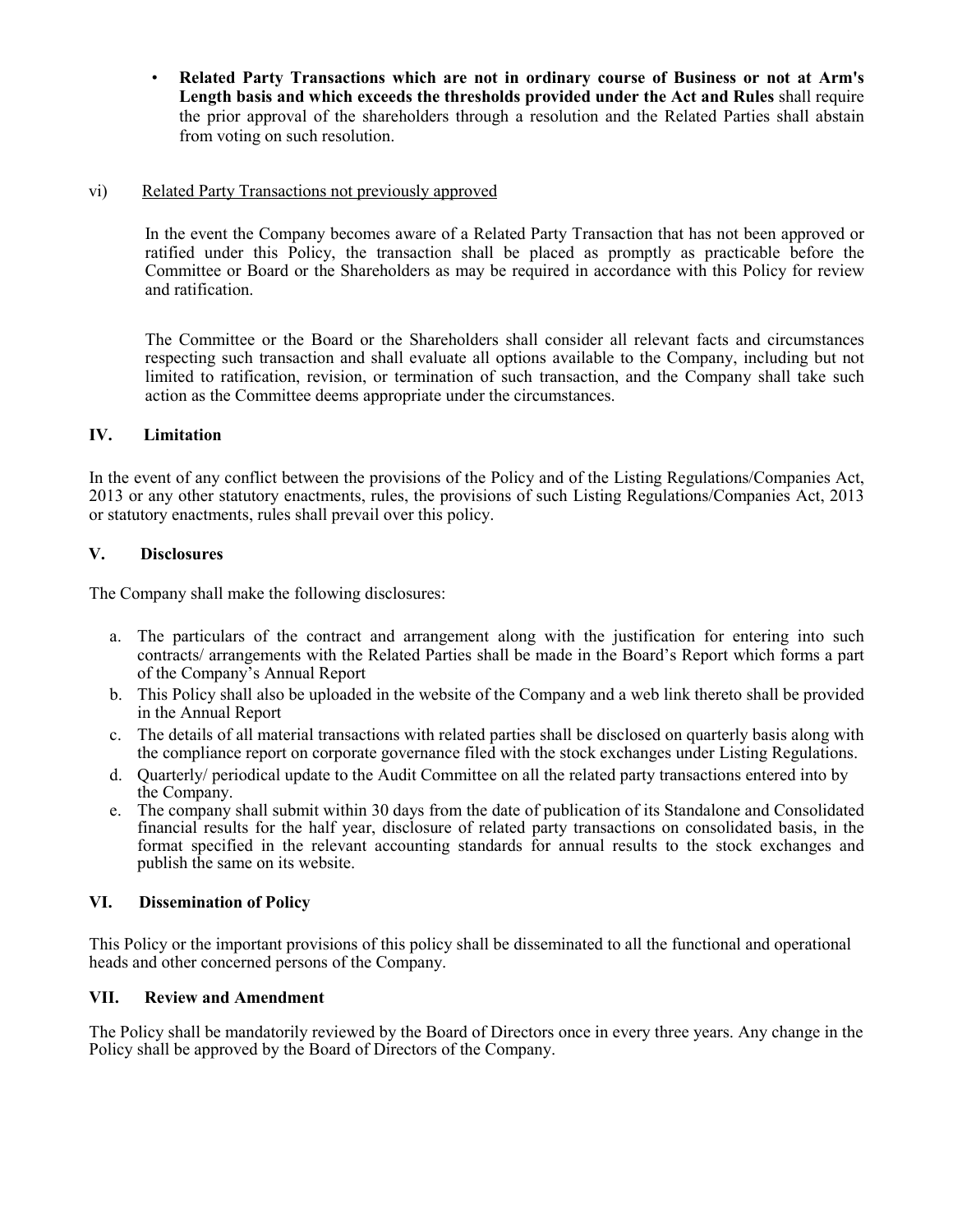- **Related Party Transactions which are not in ordinary course of Business or not at Arm's Length basis and which exceeds the thresholds provided under the Act and Rules** shall require the prior approval of the shareholders through a resolution and the Related Parties shall abstain from voting on such resolution.

vi) Related Party Transactions not previously approved

In the event the Company becomes aware of a Related Party Transaction that has not been approved or ratified under this Policy, the transaction shall be placed as promptly as practicable before the Committee or Board or the Shareholders as may be required in accordance with this Policy for review and ratification.

The Committee or the Board or the Shareholders shall consider all relevant facts and circumstances respecting such transaction and shall evaluate all options available to the Company, including but not limited to ratification, revision, or termination of such transaction, and the Company shall take such action as the Committee deems appropriate under the circumstances.

## IV. Limitation

In the event of any conflict between the provisions of the Policy and of the Listing Regulations/Companies Act, 2013 or any other statutory enactments, rules, the provisions of such Listing Regulations/Companies Act, 2013 or statutory enactments, rules shall prevail over this policy.

## V. Disclosures

The Company shall make the following disclosures:

a. The particulars of the contract and arrangement along with the justification for entering into such contracts/ arrangements with the Related Parties shall be made in the Board's Report which forms a part of the Company's Annual Report
b. This Policy shall also be uploaded in the website of the Company and a web link thereto shall be provided in the Annual Report
c. The details of all material transactions with related parties shall be disclosed on quarterly basis along with the compliance report on corporate governance filed with the stock exchanges under Listing Regulations.
d. Quarterly/ periodical update to the Audit Committee on all the related party transactions entered into by the Company.
e. The company shall submit within 30 days from the date of publication of its Standalone and Consolidated financial results for the half year, disclosure of related party transactions on consolidated basis, in the format specified in the relevant accounting standards for annual results to the stock exchanges and publish the same on its website.

## VI. Dissemination of Policy

This Policy or the important provisions of this policy shall be disseminated to all the functional and operational heads and other concerned persons of the Company.

## VII. Review and Amendment

The Policy shall be mandatorily reviewed by the Board of Directors once in every three years. Any change in the Policy shall be approved by the Board of Directors of the Company.